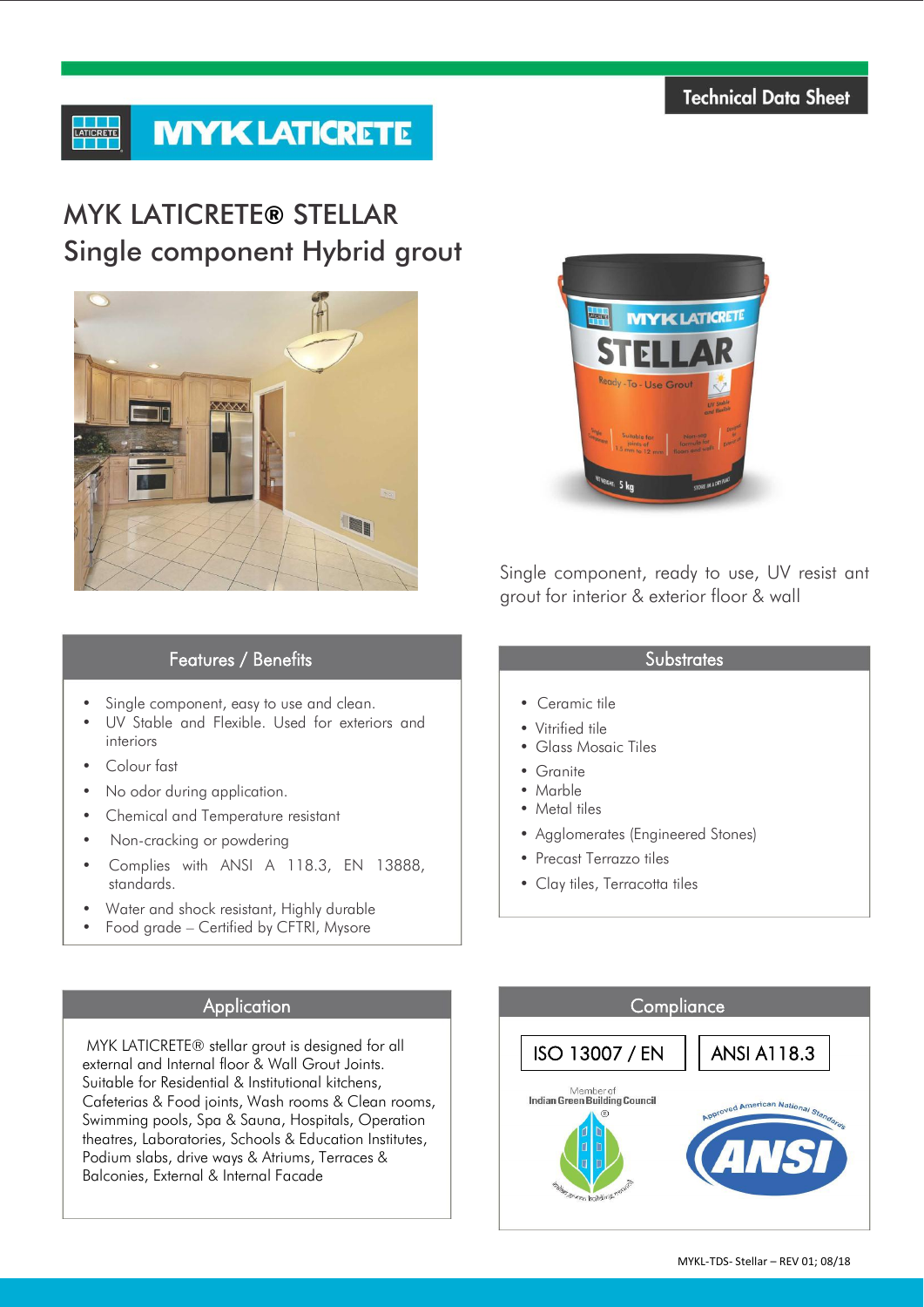Technical Data Sheet

# MYK LATICRETE® STELLAR
## Single component Hybrid grout

Single component, ready to use, UV resist ant grout for interior & exterior floor & wall

### Features / Benefits

- Single component, easy to use and clean.
- UV Stable and Flexible. Used for exteriors and interiors
- Colour fast
- No odor during application.
- Chemical and Temperature resistant
- Non-cracking or powdering
- Complies with ANSI A 118.3, EN 13888, standards.
- Water and shock resistant, Highly durable
- Food grade – Certified by CFTRI, Mysore

### Substrates

- Ceramic tile
- Vitrified tile
- Glass Mosaic Tiles
- Granite
- Marble
- Metal tiles
- Agglomerates (Engineered Stones)
- Precast Terrazzo tiles
- Clay tiles, Terracotta tiles

### Application

MYK LATICRETE® stellar grout is designed for all external and Internal floor & Wall Grout Joints. Suitable for Residential & Institutional kitchens, Cafeterias & Food joints, Wash rooms & Clean rooms, Swimming pools, Spa & Sauna, Hospitals, Operation theatres, Laboratories, Schools & Education Institutes, Podium slabs, drive ways & Atriums, Terraces & Balconies, External & Internal Facade

### Compliance

ISO 13007 / EN

ANSI A118.3

Member of Indian Green Building Council

MYKL-TDS- Stellar – REV 01; 08/18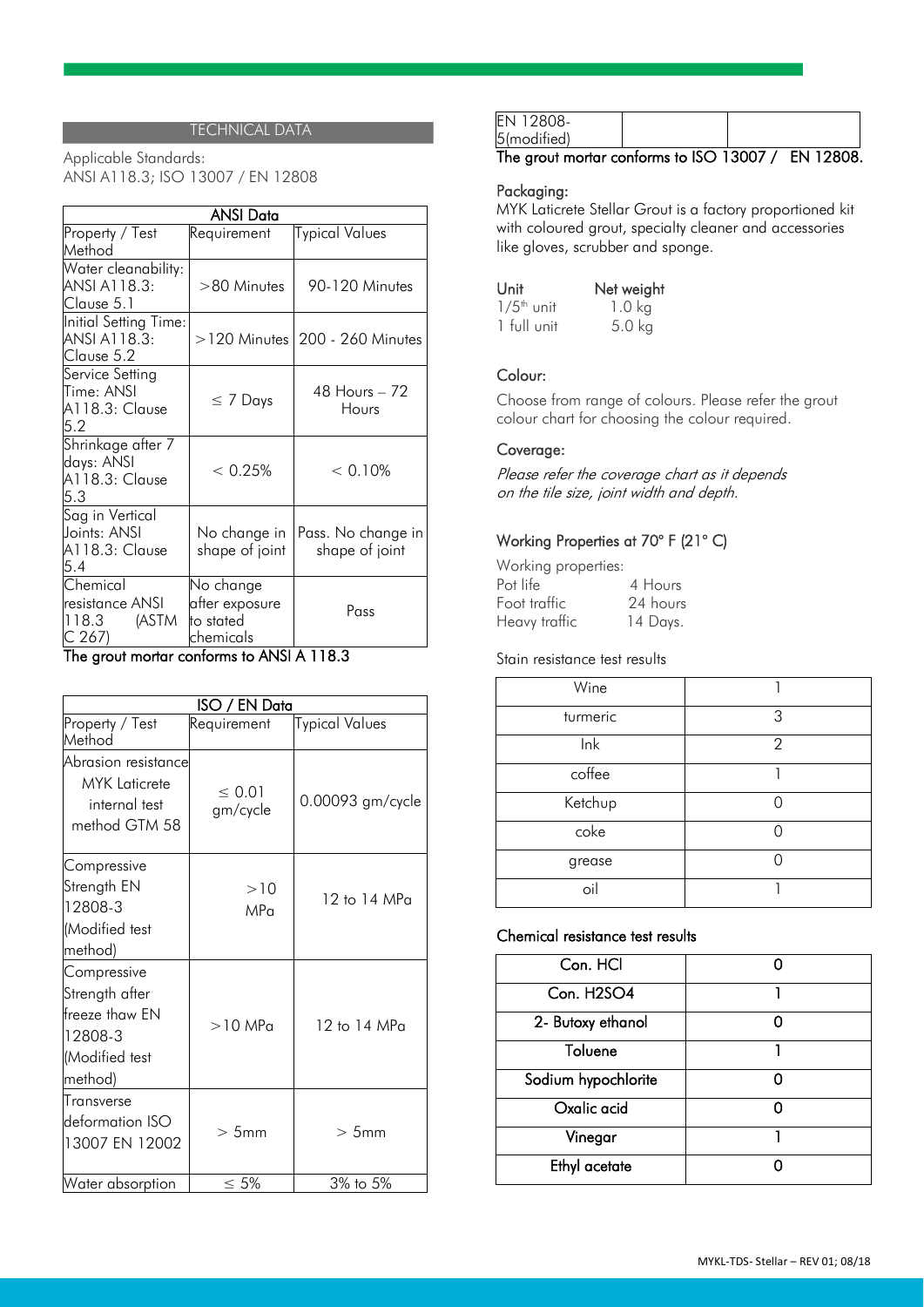## TECHNICAL DATA

Applicable Standards:
ANSI A118.3; ISO 13007 / EN 12808

| ANSI Data | | |
|---|---|---|
| Property / Test Method | Requirement | Typical Values |
| Water cleanability: ANSI A118.3: Clause 5.1 | >80 Minutes | 90-120 Minutes |
| Initial Setting Time: ANSI A118.3: Clause 5.2 | >120 Minutes | 200 - 260 Minutes |
| Service Setting Time: ANSI A118.3: Clause 5.2 | ≤ 7 Days | 48 Hours – 72 Hours |
| Shrinkage after 7 days: ANSI A118.3: Clause 5.3 | < 0.25% | < 0.10% |
| Sag in Vertical Joints: ANSI A118.3: Clause 5.4 | No change in shape of joint | Pass. No change in shape of joint |
| Chemical resistance ANSI 118.3 (ASTM C 267) | No change after exposure to stated chemicals | Pass |

**The grout mortar conforms to ANSI A 118.3**

| ISO / EN Data | | |
|---|---|---|
| Property / Test Method | Requirement | Typical Values |
| Abrasion resistance MYK Laticrete internal test method GTM 58 | ≤ 0.01 gm/cycle | 0.00093 gm/cycle |
| Compressive Strength EN 12808-3 (Modified test method) | >10 MPa | 12 to 14 MPa |
| Compressive Strength after freeze thaw EN 12808-3 (Modified test method) | >10 MPa | 12 to 14 MPa |
| Transverse deformation ISO 13007 EN 12002 | > 5mm | > 5mm |
| Water absorption | ≤ 5% | 3% to 5% |
| EN 12808-5(modified) | | |

**The grout mortar conforms to ISO 13007 / EN 12808.**

### Packaging:

MYK Laticrete Stellar Grout is a factory proportioned kit with coloured grout, specialty cleaner and accessories like gloves, scrubber and sponge.

| Unit | Net weight |
|---|---|
| $1/5^{th}$ unit | 1.0 kg |
| 1 full unit | 5.0 kg |

### Colour:

Choose from range of colours. Please refer the grout colour chart for choosing the colour required.

### Coverage:

*Please refer the coverage chart as it depends on the tile size, joint width and depth.*

### Working Properties at 70° F (21° C)

Working properties:

| | |
|---|---|
| Pot life | 4 Hours |
| Foot traffic | 24 hours |
| Heavy traffic | 14 Days. |

Stain resistance test results

| | |
|---|---|
| Wine | 1 |
| turmeric | 3 |
| Ink | 2 |
| coffee | 1 |
| Ketchup | 0 |
| coke | 0 |
| grease | 0 |
| oil | 1 |

**Chemical resistance test results**

| | |
|---|---|
| Con. HCl | 0 |
| Con. H2SO4 | 1 |
| 2- Butoxy ethanol | 0 |
| Toluene | 1 |
| Sodium hypochlorite | 0 |
| Oxalic acid | 0 |
| Vinegar | 1 |
| Ethyl acetate | 0 |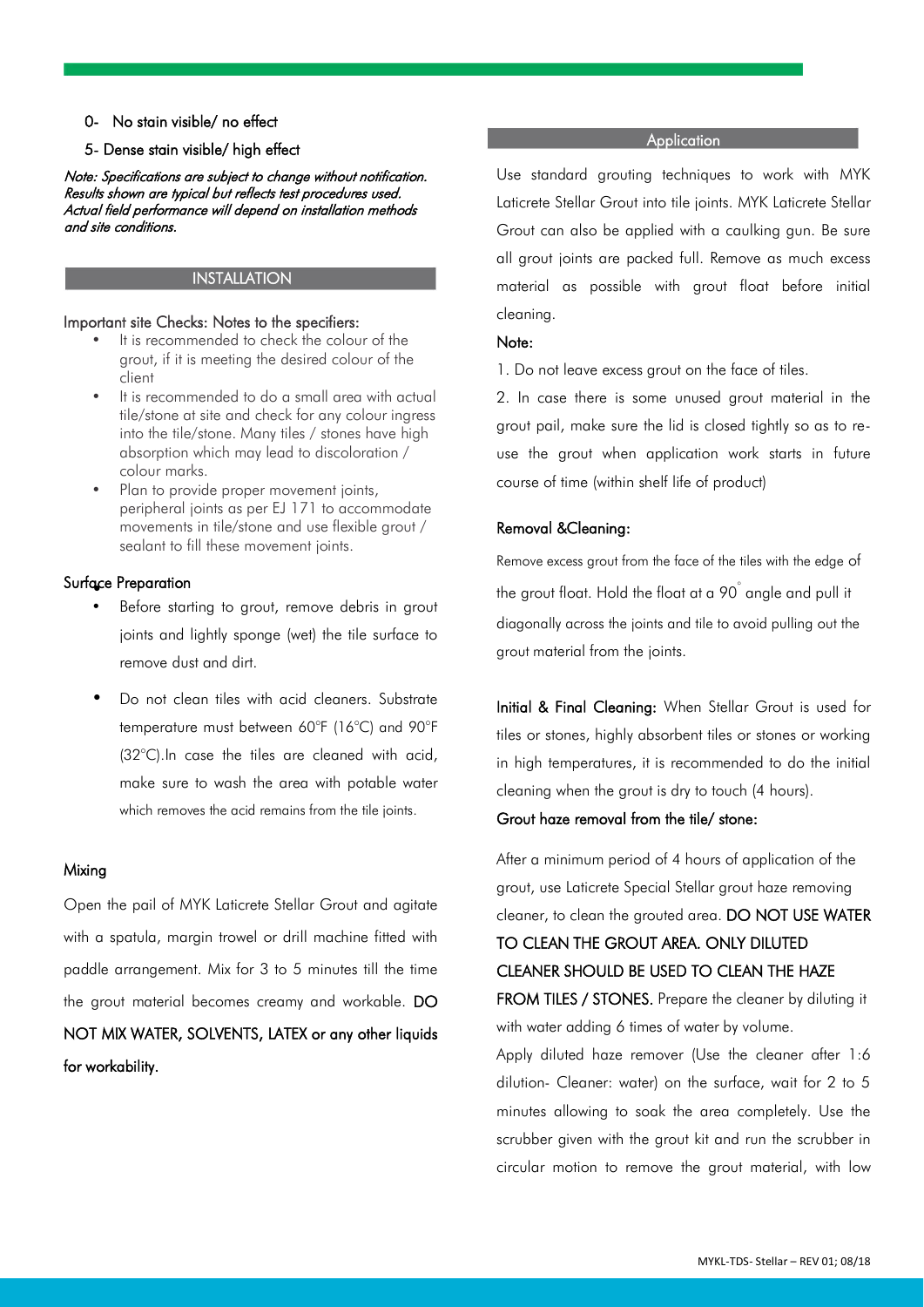0- No stain visible/ no effect

5- Dense stain visible/ high effect

*Note: Specifications are subject to change without notification. Results shown are typical but reflects test procedures used. Actual field performance will depend on installation methods and site conditions.*

## INSTALLATION

### Important site Checks: Notes to the specifiers:

- It is recommended to check the colour of the grout, if it is meeting the desired colour of the client
- It is recommended to do a small area with actual tile/stone at site and check for any colour ingress into the tile/stone. Many tiles / stones have high absorption which may lead to discoloration / colour marks.
- Plan to provide proper movement joints, peripheral joints as per EJ 171 to accommodate movements in tile/stone and use flexible grout / sealant to fill these movement joints.

### Surface Preparation

- Before starting to grout, remove debris in grout joints and lightly sponge (wet) the tile surface to remove dust and dirt.
- Do not clean tiles with acid cleaners. Substrate temperature must between 60°F (16°C) and 90°F (32°C).In case the tiles are cleaned with acid, make sure to wash the area with potable water which removes the acid remains from the tile joints.

### Mixing

Open the pail of MYK Laticrete Stellar Grout and agitate with a spatula, margin trowel or drill machine fitted with paddle arrangement. Mix for 3 to 5 minutes till the time the grout material becomes creamy and workable. **DO NOT MIX WATER, SOLVENTS, LATEX or any other liquids for workability.**

## Application

Use standard grouting techniques to work with MYK Laticrete Stellar Grout into tile joints. MYK Laticrete Stellar Grout can also be applied with a caulking gun. Be sure all grout joints are packed full. Remove as much excess material as possible with grout float before initial cleaning.

### Note:

1. Do not leave excess grout on the face of tiles.
2. In case there is some unused grout material in the grout pail, make sure the lid is closed tightly so as to re-use the grout when application work starts in future course of time (within shelf life of product)

### Removal &Cleaning:

Remove excess grout from the face of the tiles with the edge of the grout float. Hold the float at a 90° angle and pull it diagonally across the joints and tile to avoid pulling out the grout material from the joints.

**Initial & Final Cleaning:** When Stellar Grout is used for tiles or stones, highly absorbent tiles or stones or working in high temperatures, it is recommended to do the initial cleaning when the grout is dry to touch (4 hours).

### Grout haze removal from the tile/ stone:

After a minimum period of 4 hours of application of the grout, use Laticrete Special Stellar grout haze removing cleaner, to clean the grouted area. **DO NOT USE WATER TO CLEAN THE GROUT AREA. ONLY DILUTED CLEANER SHOULD BE USED TO CLEAN THE HAZE FROM TILES / STONES.** Prepare the cleaner by diluting it with water adding 6 times of water by volume.

Apply diluted haze remover (Use the cleaner after 1:6 dilution- Cleaner: water) on the surface, wait for 2 to 5 minutes allowing to soak the area completely. Use the scrubber given with the grout kit and run the scrubber in circular motion to remove the grout material, with low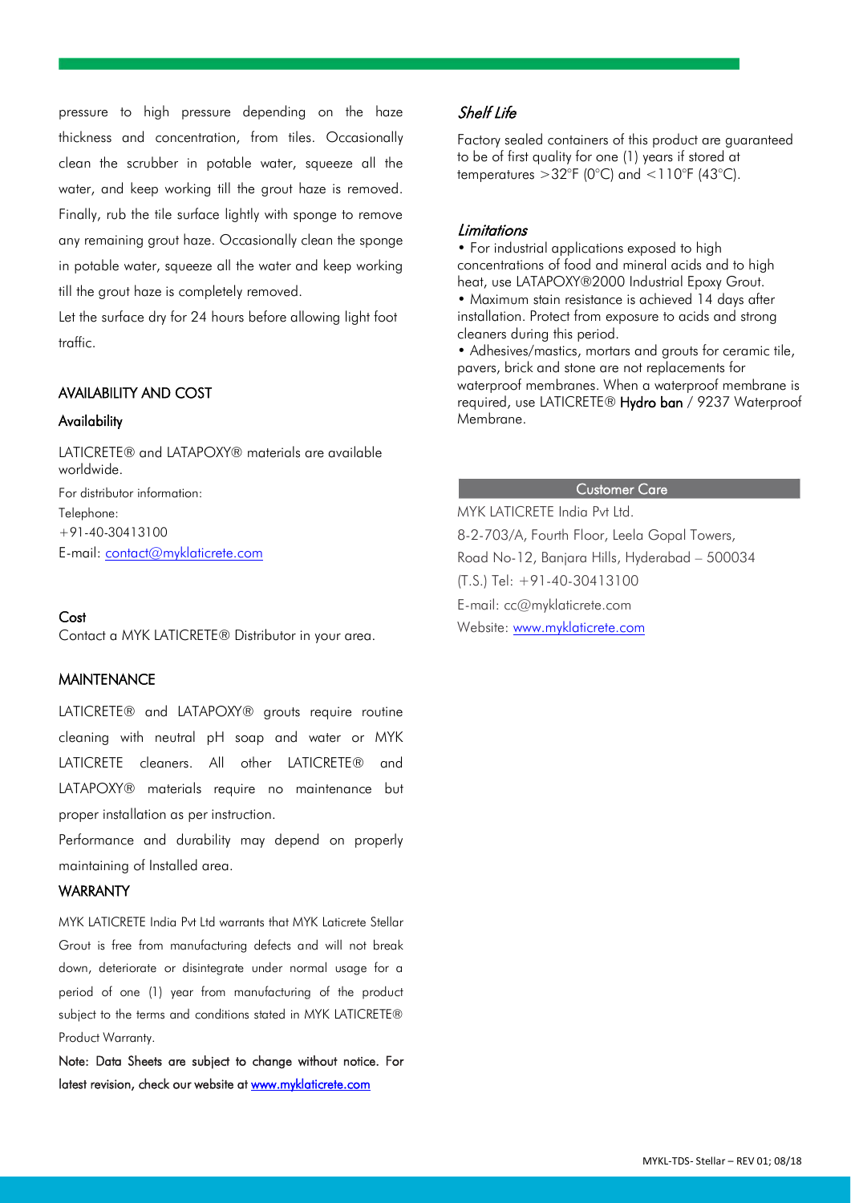pressure to high pressure depending on the haze thickness and concentration, from tiles. Occasionally clean the scrubber in potable water, squeeze all the water, and keep working till the grout haze is removed. Finally, rub the tile surface lightly with sponge to remove any remaining grout haze. Occasionally clean the sponge in potable water, squeeze all the water and keep working till the grout haze is completely removed.

Let the surface dry for 24 hours before allowing light foot traffic.

## AVAILABILITY AND COST

### Availability

LATICRETE® and LATAPOXY® materials are available worldwide.

For distributor information:

Telephone:

+91-40-30413100

E-mail: contact@myklaticrete.com

### Cost

Contact a MYK LATICRETE® Distributor in your area.

## MAINTENANCE

LATICRETE® and LATAPOXY® grouts require routine cleaning with neutral pH soap and water or MYK LATICRETE cleaners. All other LATICRETE® and LATAPOXY® materials require no maintenance but proper installation as per instruction.

Performance and durability may depend on properly maintaining of Installed area.

## WARRANTY

MYK LATICRETE India Pvt Ltd warrants that MYK Laticrete Stellar Grout is free from manufacturing defects and will not break down, deteriorate or disintegrate under normal usage for a period of one (1) year from manufacturing of the product subject to the terms and conditions stated in MYK LATICRETE® Product Warranty.

Note: Data Sheets are subject to change without notice. For latest revision, check our website at www.myklaticrete.com

## *Shelf Life*

Factory sealed containers of this product are guaranteed to be of first quality for one (1) years if stored at temperatures >32°F (0°C) and <110°F (43°C).

## *Limitations*

- For industrial applications exposed to high concentrations of food and mineral acids and to high heat, use LATAPOXY®2000 Industrial Epoxy Grout.
- Maximum stain resistance is achieved 14 days after installation. Protect from exposure to acids and strong cleaners during this period.
- Adhesives/mastics, mortars and grouts for ceramic tile, pavers, brick and stone are not replacements for waterproof membranes. When a waterproof membrane is required, use LATICRETE® **Hydro ban** / 9237 Waterproof Membrane.

## Customer Care

MYK LATICRETE India Pvt Ltd.

8-2-703/A, Fourth Floor, Leela Gopal Towers,

Road No-12, Banjara Hills, Hyderabad – 500034

(T.S.) Tel: +91-40-30413100

E-mail: cc@myklaticrete.com

Website: www.myklaticrete.com

MYKL-TDS- Stellar – REV 01; 08/18